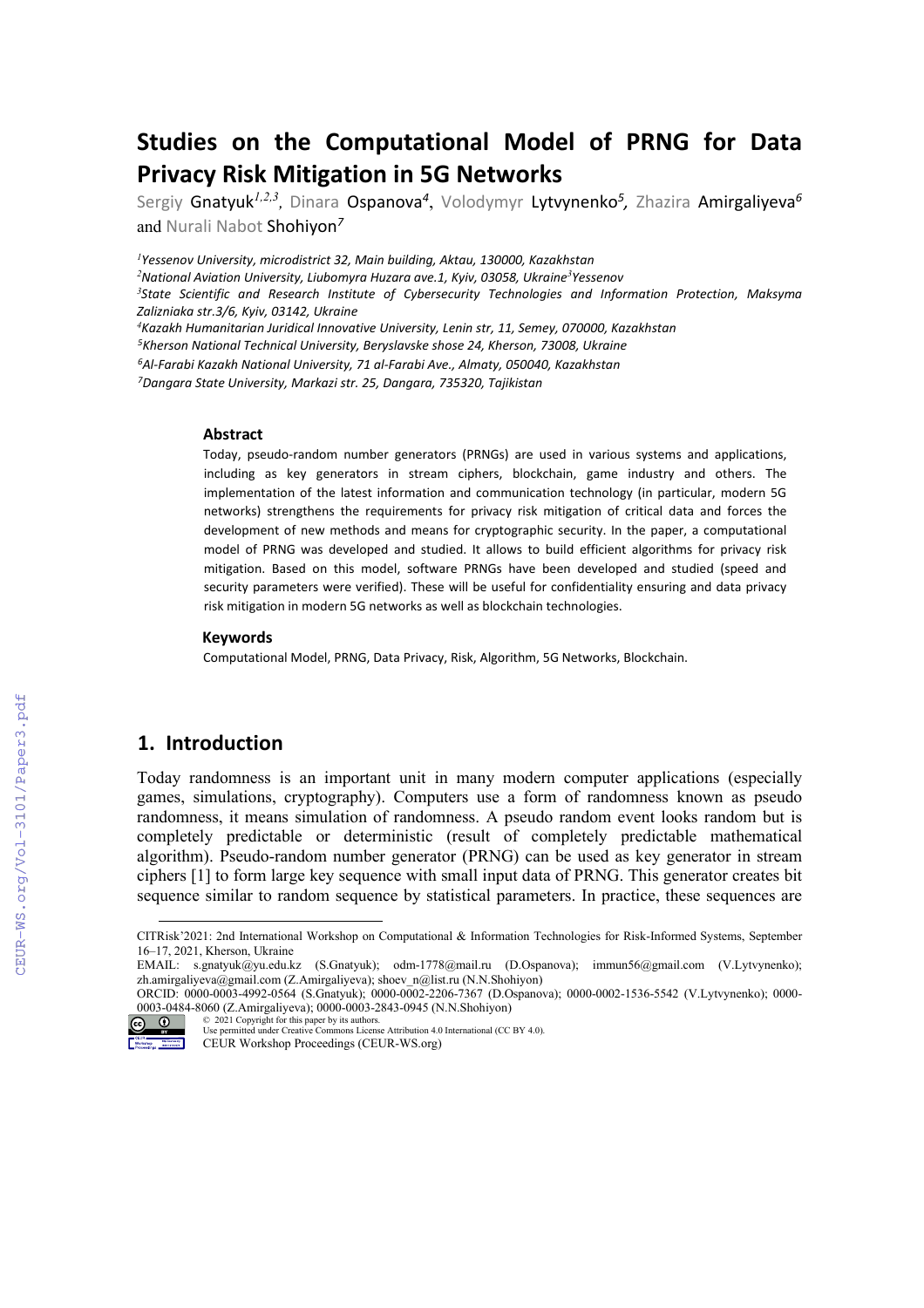# Studies on the Computational Model of PRNG for Data Privacy Risk Mitigation in 5G Networks

Sergiy Gnatyuk[1,2,3], Dinara Ospanova[4], Volodymyr Lytvynenko[5], Zhazira Amirgaliyeva[6] and Nurali Nabot Shohiyon[7]

[1]Yessenov University, microdistrict 32, Main building, Aktau, 130000, Kazakhstan
[2]National Aviation University, Liubomyra Huzara ave.1, Kyiv, 03058, Ukraine[3]Yessenov
[3]State Scientific and Research Institute of Cybersecurity Technologies and Information Protection, Maksyma Zalizniaka str.3/6, Kyiv, 03142, Ukraine
[4]Kazakh Humanitarian Juridical Innovative University, Lenin str, 11, Semey, 070000, Kazakhstan
[5]Kherson National Technical University, Beryslavske shose 24, Kherson, 73008, Ukraine
[6]Al-Farabi Kazakh National University, 71 al-Farabi Ave., Almaty, 050040, Kazakhstan
[7]Dangara State University, Markazi str. 25, Dangara, 735320, Tajikistan

### Abstract

Today, pseudo-random number generators (PRNGs) are used in various systems and applications, including as key generators in stream ciphers, blockchain, game industry and others. The implementation of the latest information and communication technology (in particular, modern 5G networks) strengthens the requirements for privacy risk mitigation of critical data and forces the development of new methods and means for cryptographic security. In the paper, a computational model of PRNG was developed and studied. It allows to build efficient algorithms for privacy risk mitigation. Based on this model, software PRNGs have been developed and studied (speed and security parameters were verified). These will be useful for confidentiality ensuring and data privacy risk mitigation in modern 5G networks as well as blockchain technologies.

### Keywords

Computational Model, PRNG, Data Privacy, Risk, Algorithm, 5G Networks, Blockchain.

## 1. Introduction

Today randomness is an important unit in many modern computer applications (especially games, simulations, cryptography). Computers use a form of randomness known as pseudo randomness, it means simulation of randomness. A pseudo random event looks random but is completely predictable or deterministic (result of completely predictable mathematical algorithm). Pseudo-random number generator (PRNG) can be used as key generator in stream ciphers [1] to form large key sequence with small input data of PRNG. This generator creates bit sequence similar to random sequence by statistical parameters. In practice, these sequences are

---

CITRisk'2021: 2nd International Workshop on Computational & Information Technologies for Risk-Informed Systems, September 16–17, 2021, Kherson, Ukraine
EMAIL: s.gnatyuk@yu.edu.kz (S.Gnatyuk); odm-1778@mail.ru (D.Ospanova); immun56@gmail.com (V.Lytvynenko); zh.amirgaliyeva@gmail.com (Z.Amirgaliyeva); shoev_n@list.ru (N.N.Shohiyon)
ORCID: 0000-0003-4992-0564 (S.Gnatyuk); 0000-0002-2206-7367 (D.Ospanova); 0000-0002-1536-5542 (V.Lytvynenko); 0000-0003-0484-8060 (Z.Amirgaliyeva); 0000-0003-2843-0945 (N.N.Shohiyon)
© 2021 Copyright for this paper by its authors.
Use permitted under Creative Commons License Attribution 4.0 International (CC BY 4.0).
CEUR Workshop Proceedings (CEUR-WS.org)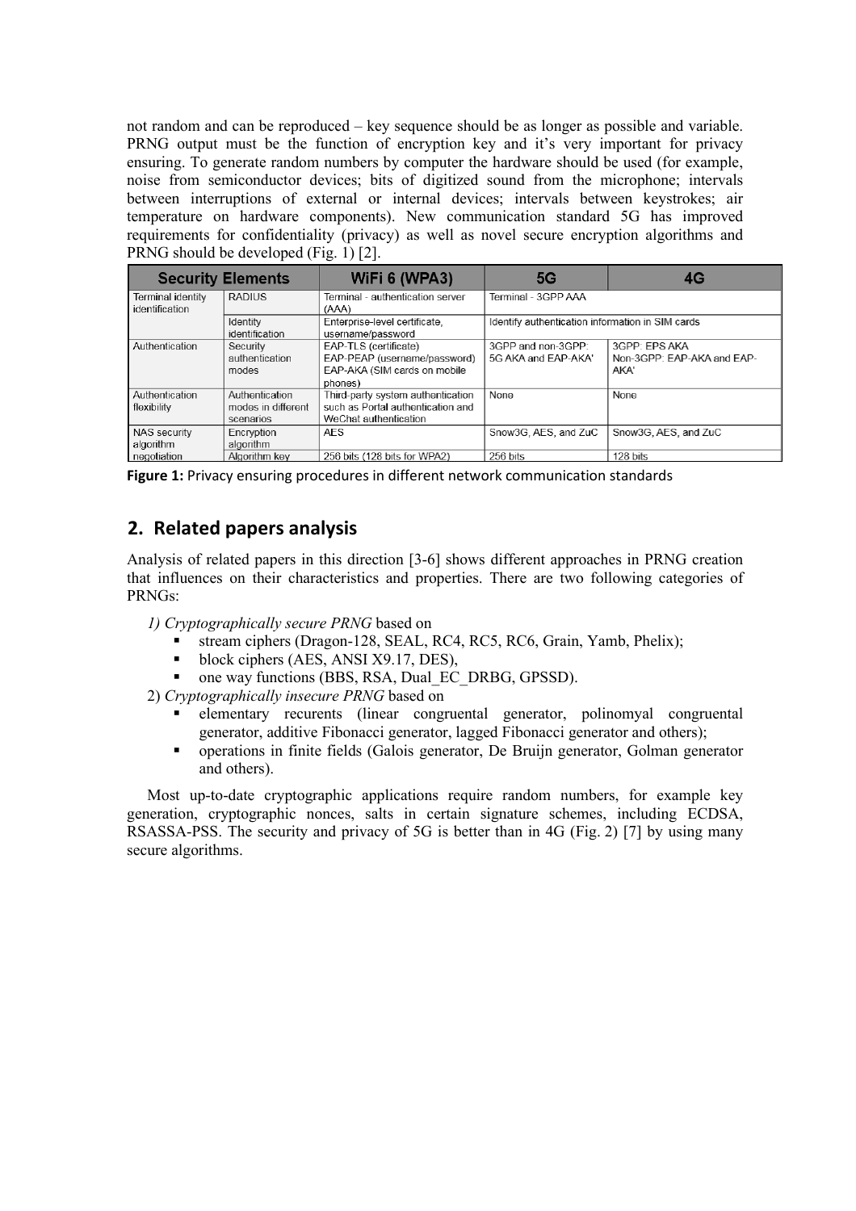not random and can be reproduced – key sequence should be as longer as possible and variable. PRNG output must be the function of encryption key and it's very important for privacy ensuring. To generate random numbers by computer the hardware should be used (for example, noise from semiconductor devices; bits of digitized sound from the microphone; intervals between interruptions of external or internal devices; intervals between keystrokes; air temperature on hardware components). New communication standard 5G has improved requirements for confidentiality (privacy) as well as novel secure encryption algorithms and PRNG should be developed (Fig. 1) [2].

| Security Elements | | WiFi 6 (WPA3) | 5G | 4G |
|---|---|---|---|---|
| Terminal identity identification | RADIUS | Terminal - authentication server (AAA) | Terminal - 3GPP AAA | |
| | Identity identification | Enterprise-level certificate, username/password | Identify authentication information in SIM cards | |
| Authentication | Security authentication modes | EAP-TLS (certificate) EAP-PEAP (username/password) EAP-AKA (SIM cards on mobile phones) | 3GPP and non-3GPP: 5G AKA and EAP-AKA' | 3GPP: EPS AKA Non-3GPP: EAP-AKA and EAP-AKA' |
| Authentication flexibility | Authentication modes in different scenarios | Third-party system authentication such as Portal authentication and WeChat authentication | None | None |
| NAS security algorithm negotiation | Encryption algorithm | AES | Snow3G, AES, and ZuC | Snow3G, AES, and ZuC |
| | Algorithm key | 256 bits (128 bits for WPA2) | 256 bits | 128 bits |

**Figure 1:** Privacy ensuring procedures in different network communication standards

## 2. Related papers analysis

Analysis of related papers in this direction [3-6] shows different approaches in PRNG creation that influences on their characteristics and properties. There are two following categories of PRNGs:

1) *Cryptographically secure PRNG* based on
   - stream ciphers (Dragon-128, SEAL, RC4, RC5, RC6, Grain, Yamb, Phelix);
   - block ciphers (AES, ANSI X9.17, DES),
   - one way functions (BBS, RSA, Dual_EC_DRBG, GPSSD).

2) *Cryptographically insecure PRNG* based on
   - elementary recurents (linear congruental generator, polinomyal congruental generator, additive Fibonacci generator, lagged Fibonacci generator and others);
   - operations in finite fields (Galois generator, De Bruijn generator, Golman generator and others).

Most up-to-date cryptographic applications require random numbers, for example key generation, cryptographic nonces, salts in certain signature schemes, including ECDSA, RSASSA-PSS. The security and privacy of 5G is better than in 4G (Fig. 2) [7] by using many secure algorithms.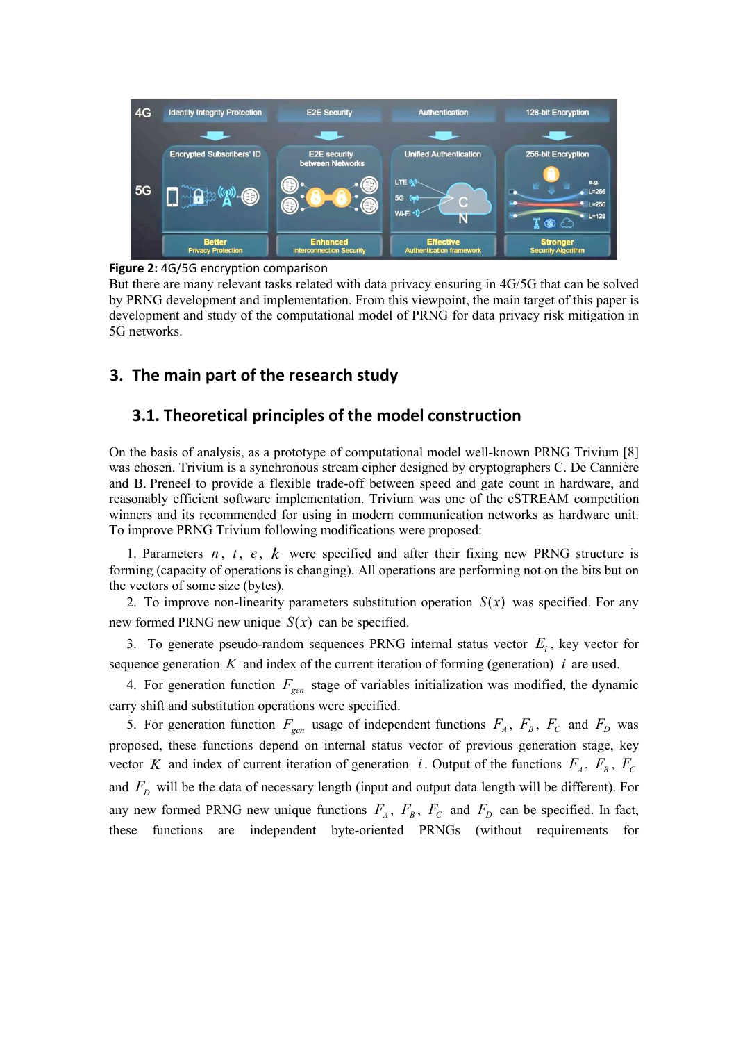**Figure 2:** 4G/5G encryption comparison

But there are many relevant tasks related with data privacy ensuring in 4G/5G that can be solved by PRNG development and implementation. From this viewpoint, the main target of this paper is development and study of the computational model of PRNG for data privacy risk mitigation in 5G networks.

# 3. The main part of the research study

## 3.1. Theoretical principles of the model construction

On the basis of analysis, as a prototype of computational model well-known PRNG Trivium [8] was chosen. Trivium is a synchronous stream cipher designed by cryptographers C. De Cannière and B. Preneel to provide a flexible trade-off between speed and gate count in hardware, and reasonably efficient software implementation. Trivium was one of the eSTREAM competition winners and its recommended for using in modern communication networks as hardware unit. To improve PRNG Trivium following modifications were proposed:

1. Parameters $n$, $t$, $e$, $k$ were specified and after their fixing new PRNG structure is forming (capacity of operations is changing). All operations are performing not on the bits but on the vectors of some size (bytes).
2. To improve non-linearity parameters substitution operation $S(x)$ was specified. For any new formed PRNG new unique $S(x)$ can be specified.
3. To generate pseudo-random sequences PRNG internal status vector $E_i$, key vector for sequence generation $K$ and index of the current iteration of forming (generation) $i$ are used.
4. For generation function $F_{gen}$ stage of variables initialization was modified, the dynamic carry shift and substitution operations were specified.
5. For generation function $F_{gen}$ usage of independent functions $F_A$, $F_B$, $F_C$ and $F_D$ was proposed, these functions depend on internal status vector of previous generation stage, key vector $K$ and index of current iteration of generation $i$. Output of the functions $F_A$, $F_B$, $F_C$ and $F_D$ will be the data of necessary length (input and output data length will be different). For any new formed PRNG new unique functions $F_A$, $F_B$, $F_C$ and $F_D$ can be specified. In fact, these functions are independent byte-oriented PRNGs (without requirements for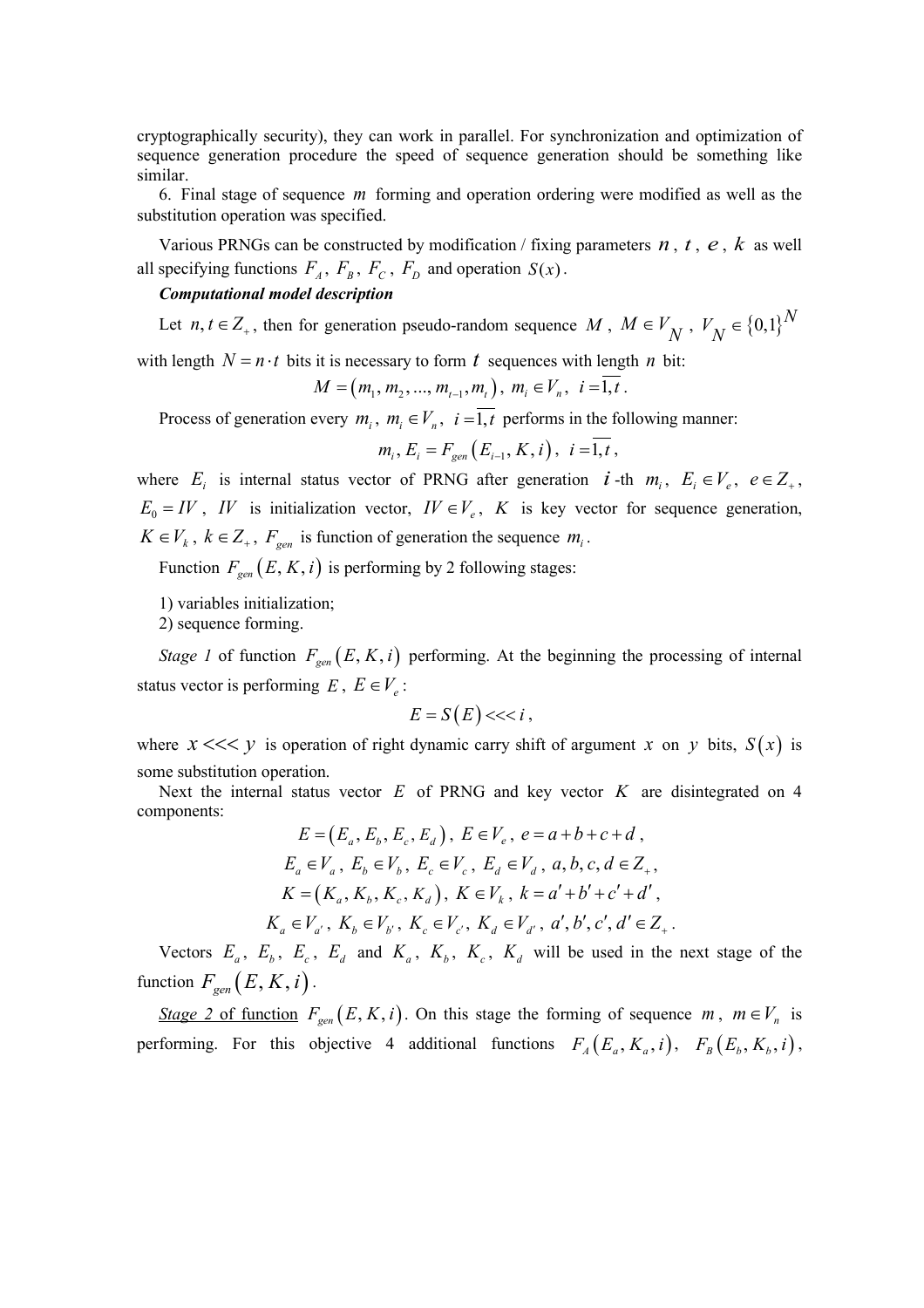cryptographically security), they can work in parallel. For synchronization and optimization of sequence generation procedure the speed of sequence generation should be something like similar.

6. Final stage of sequence $m$ forming and operation ordering were modified as well as the substitution operation was specified.

Various PRNGs can be constructed by modification / fixing parameters $n$, $t$, $e$, $k$ as well all specifying functions $F_A$, $F_B$, $F_C$, $F_D$ and operation $S(x)$.

***Computational model description***

Let $n, t \in Z_+$, then for generation pseudo-random sequence $M$, $M \in V_N$, $V_N \in \{0,1\}^N$ with length $N = n \cdot t$ bits it is necessary to form $t$ sequences with length $n$ bit:

$$M = (m_1, m_2, ..., m_{t-1}, m_t),\ m_i \in V_n,\ i = \overline{1,t}.$$

Process of generation every $m_i$, $m_i \in V_n$, $i = \overline{1,t}$ performs in the following manner:

$$m_i, E_i = F_{gen}(E_{i-1}, K, i),\ i = \overline{1,t},$$

where $E_i$ is internal status vector of PRNG after generation $i$-th $m_i$, $E_i \in V_e$, $e \in Z_+$, $E_0 = IV$, $IV$ is initialization vector, $IV \in V_e$, $K$ is key vector for sequence generation, $K \in V_k$, $k \in Z_+$, $F_{gen}$ is function of generation the sequence $m_i$.

Function $F_{gen}(E, K, i)$ is performing by 2 following stages:

1) variables initialization;
2) sequence forming.

*Stage 1* of function $F_{gen}(E, K, i)$ performing. At the beginning the processing of internal status vector is performing $E$, $E \in V_e$:

$$E = S(E) <<< i,$$

where $x <<< y$ is operation of right dynamic carry shift of argument $x$ on $y$ bits, $S(x)$ is some substitution operation.

Next the internal status vector $E$ of PRNG and key vector $K$ are disintegrated on 4 components:

$$E = (E_a, E_b, E_c, E_d),\ E \in V_e,\ e = a + b + c + d,$$

$$E_a \in V_a,\ E_b \in V_b,\ E_c \in V_c,\ E_d \in V_d,\ a, b, c, d \in Z_+,$$

$$K = (K_a, K_b, K_c, K_d),\ K \in V_k,\ k = a' + b' + c' + d',$$

$$K_a \in V_{a'},\ K_b \in V_{b'},\ K_c \in V_{c'},\ K_d \in V_{d'},\ a', b', c', d' \in Z_+.$$

Vectors $E_a$, $E_b$, $E_c$, $E_d$ and $K_a$, $K_b$, $K_c$, $K_d$ will be used in the next stage of the function $F_{gen}(E, K, i)$.

*Stage 2 of function* $F_{gen}(E, K, i)$. On this stage the forming of sequence $m$, $m \in V_n$ is performing. For this objective 4 additional functions $F_A(E_a, K_a, i)$, $F_B(E_b, K_b, i)$,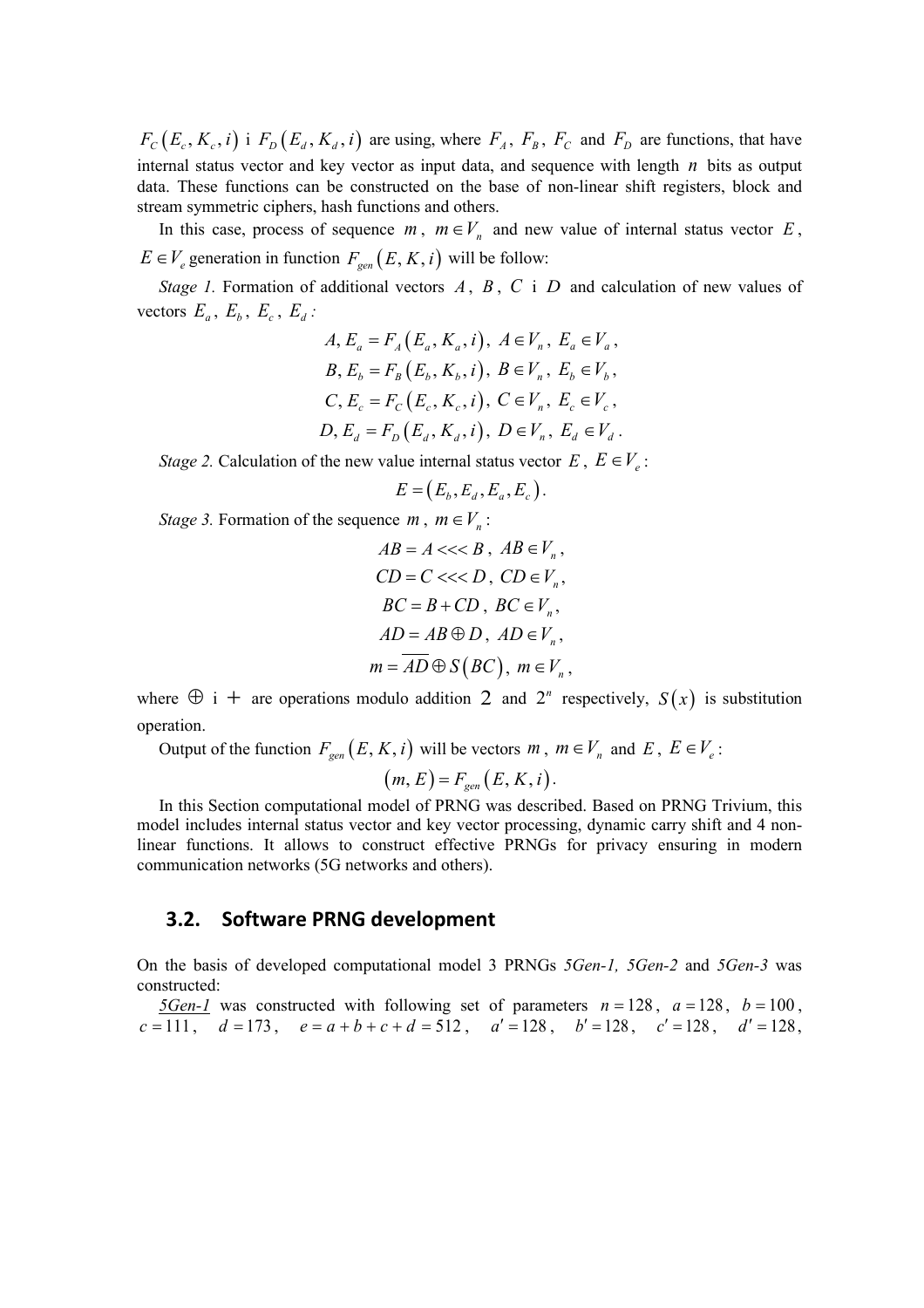$F_C(E_c, K_c, i)$ i $F_D(E_d, K_d, i)$ are using, where $F_A$, $F_B$, $F_C$ and $F_D$ are functions, that have internal status vector and key vector as input data, and sequence with length $n$ bits as output data. These functions can be constructed on the base of non-linear shift registers, block and stream symmetric ciphers, hash functions and others.

In this case, process of sequence $m$, $m \in V_n$ and new value of internal status vector $E$, $E \in V_e$ generation in function $F_{gen}(E, K, i)$ will be follow:

*Stage 1.* Formation of additional vectors $A$, $B$, $C$ i $D$ and calculation of new values of vectors $E_a$, $E_b$, $E_c$, $E_d$ :

$$A, E_a = F_A(E_a, K_a, i),\ A \in V_n,\ E_a \in V_a,$$

$$B, E_b = F_B(E_b, K_b, i),\ B \in V_n,\ E_b \in V_b,$$

$$C, E_c = F_C(E_c, K_c, i),\ C \in V_n,\ E_c \in V_c,$$

$$D, E_d = F_D(E_d, K_d, i),\ D \in V_n,\ E_d \in V_d.$$

*Stage 2.* Calculation of the new value internal status vector $E$, $E \in V_e$:

$$E = (E_b, E_d, E_a, E_c).$$

*Stage 3.* Formation of the sequence $m$, $m \in V_n$:

$$AB = A <<< B,\ AB \in V_n,$$

$$CD = C <<< D,\ CD \in V_n,$$

$$BC = B + CD,\ BC \in V_n,$$

$$AD = AB \oplus D,\ AD \in V_n,$$

$$m = \overline{AD} \oplus S(BC),\ m \in V_n,$$

where $\oplus$ i $+$ are operations modulo addition $2$ and $2^n$ respectively, $S(x)$ is substitution operation.

Output of the function $F_{gen}(E, K, i)$ will be vectors $m$, $m \in V_n$ and $E$, $E \in V_e$:

$$(m, E) = F_{gen}(E, K, i).$$

In this Section computational model of PRNG was described. Based on PRNG Trivium, this model includes internal status vector and key vector processing, dynamic carry shift and 4 non-linear functions. It allows to construct effective PRNGs for privacy ensuring in modern communication networks (5G networks and others).

## 3.2. Software PRNG development

On the basis of developed computational model 3 PRNGs *5Gen-1, 5Gen-2* and *5Gen-3* was constructed:

*5Gen-1* was constructed with following set of parameters $n = 128$, $a = 128$, $b = 100$, $c = 111$, $d = 173$, $e = a + b + c + d = 512$, $a' = 128$, $b' = 128$, $c' = 128$, $d' = 128$,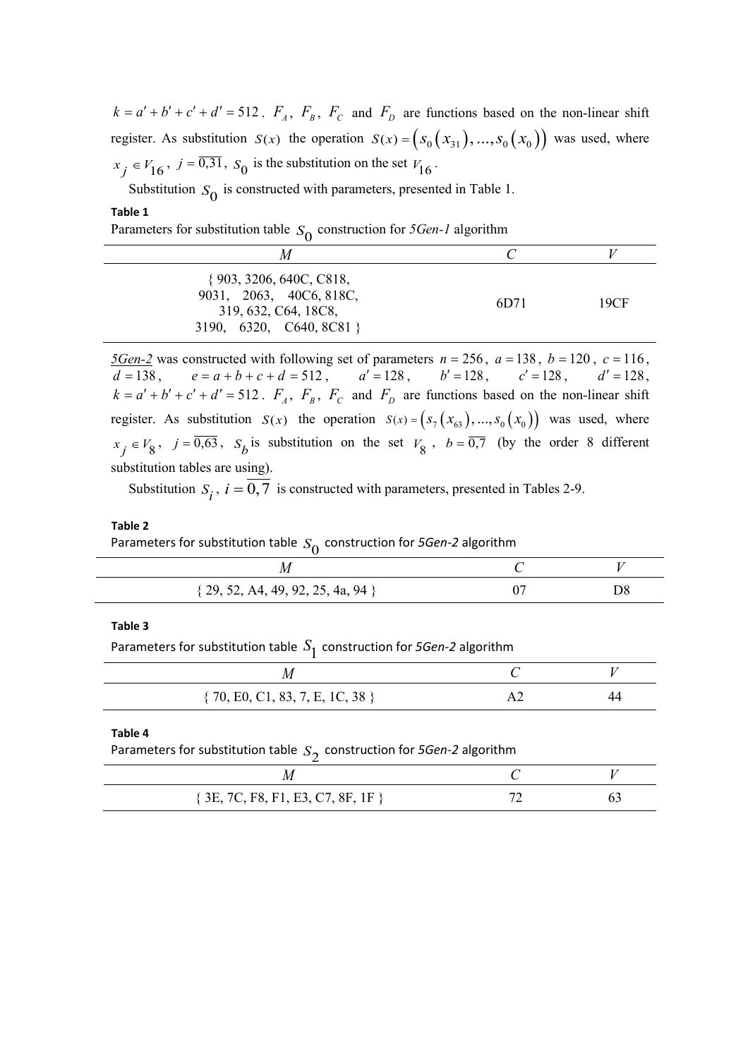$k = a' + b' + c' + d' = 512$ . $F_A$, $F_B$, $F_C$ and $F_D$ are functions based on the non-linear shift register. As substitution $S(x)$ the operation $S(x) = \left(s_0\left(x_{31}\right), ..., s_0\left(x_0\right)\right)$ was used, where $x_j \in V_{16}$, $j = \overline{0,31}$, $S_0$ is the substitution on the set $V_{16}$.

Substitution $S_0$ is constructed with parameters, presented in Table 1.

**Table 1**

Parameters for substitution table $S_0$ construction for *5Gen-1* algorithm

| $M$ | $C$ | $V$ |
|---|---|---|
| { 903, 3206, 640C, C818, 9031, 2063, 40C6, 818C, 319, 632, C64, 18C8, 3190, 6320, C640, 8C81 } | 6D71 | 19CF |

*5Gen-2* was constructed with following set of parameters $n = 256$, $a = 138$, $b = 120$, $c = 116$, $d = 138$, $e = a + b + c + d = 512$, $a' = 128$, $b' = 128$, $c' = 128$, $d' = 128$, $k = a' + b' + c' + d' = 512$ . $F_A$, $F_B$, $F_C$ and $F_D$ are functions based on the non-linear shift register. As substitution $S(x)$ the operation $S(x) = \left(s_7\left(x_{63}\right), ..., s_0\left(x_0\right)\right)$ was used, where $x_j \in V_8$, $j = \overline{0,63}$, $S_b$ is substitution on the set $V_8$, $b = \overline{0,7}$ (by the order 8 different substitution tables are using).

Substitution $S_i$, $i = \overline{0,7}$ is constructed with parameters, presented in Tables 2-9.

**Table 2**

Parameters for substitution table $S_0$ construction for *5Gen-2* algorithm

| $M$ | $C$ | $V$ |
|---|---|---|
| { 29, 52, A4, 49, 92, 25, 4a, 94 } | 07 | D8 |

**Table 3**

Parameters for substitution table $S_1$ construction for *5Gen-2* algorithm

| $M$ | $C$ | $V$ |
|---|---|---|
| { 70, E0, C1, 83, 7, E, 1C, 38 } | A2 | 44 |

**Table 4**

Parameters for substitution table $S_2$ construction for *5Gen-2* algorithm

| $M$ | $C$ | $V$ |
|---|---|---|
| { 3E, 7C, F8, F1, E3, C7, 8F, 1F } | 72 | 63 |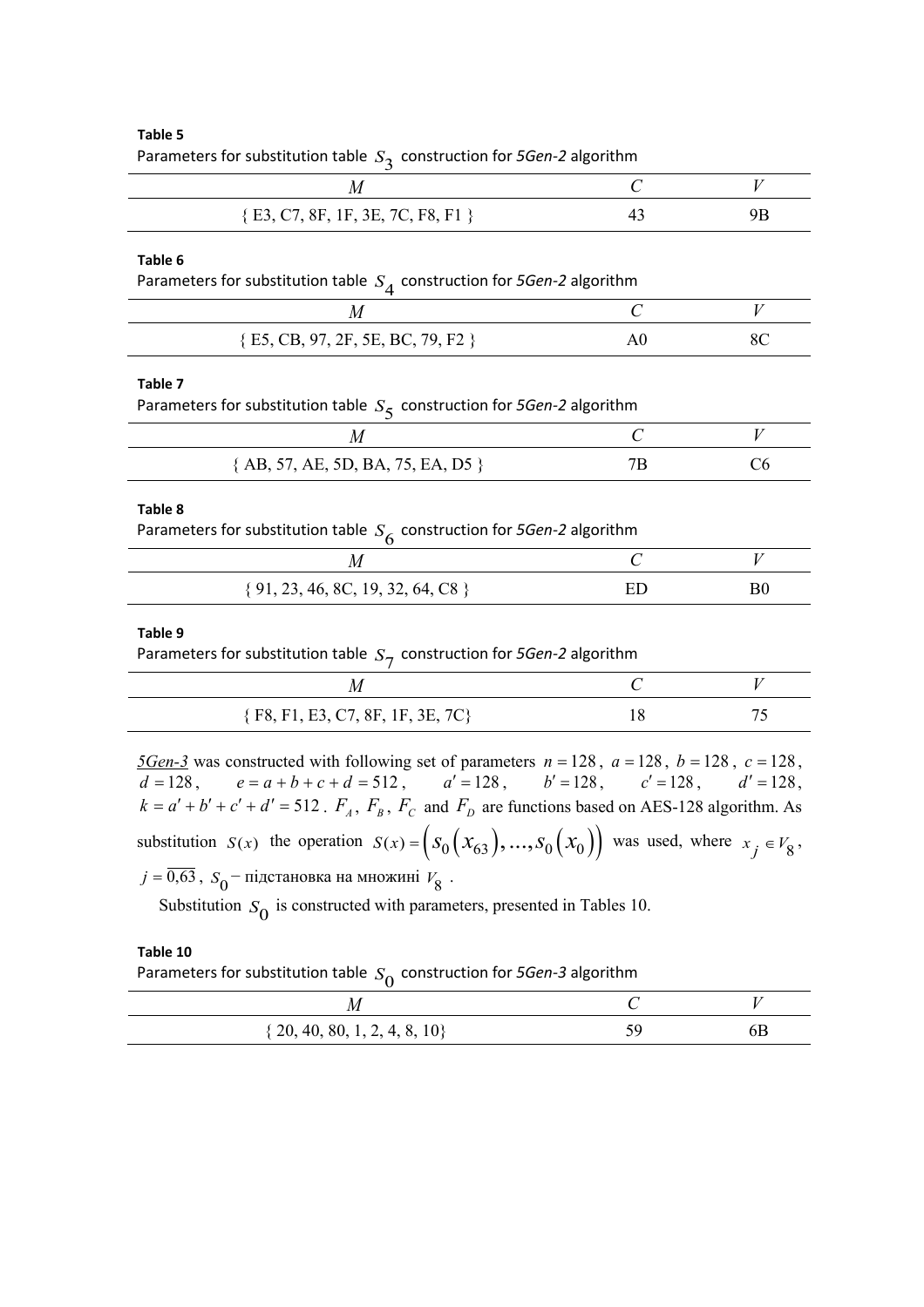**Table 5**

Parameters for substitution table $S_3$ construction for *5Gen-2* algorithm

| $M$ | $C$ | $V$ |
|---|---|---|
| { E3, C7, 8F, 1F, 3E, 7C, F8, F1 } | 43 | 9B |

**Table 6**

Parameters for substitution table $S_4$ construction for *5Gen-2* algorithm

| $M$ | $C$ | $V$ |
|---|---|---|
| { E5, CB, 97, 2F, 5E, BC, 79, F2 } | A0 | 8C |

**Table 7**

Parameters for substitution table $S_5$ construction for *5Gen-2* algorithm

| $M$ | $C$ | $V$ |
|---|---|---|
| { AB, 57, AE, 5D, BA, 75, EA, D5 } | 7B | C6 |

**Table 8**

Parameters for substitution table $S_6$ construction for *5Gen-2* algorithm

| $M$ | $C$ | $V$ |
|---|---|---|
| { 91, 23, 46, 8C, 19, 32, 64, C8 } | ED | B0 |

**Table 9**

Parameters for substitution table $S_7$ construction for *5Gen-2* algorithm

| $M$ | $C$ | $V$ |
|---|---|---|
| { F8, F1, E3, C7, 8F, 1F, 3E, 7C} | 18 | 75 |

*5Gen-3* was constructed with following set of parameters $n = 128$, $a = 128$, $b = 128$, $c = 128$, $d = 128$, $e = a + b + c + d = 512$, $a' = 128$, $b' = 128$, $c' = 128$, $d' = 128$, $k = a' + b' + c' + d' = 512$. $F_A$, $F_B$, $F_C$ and $F_D$ are functions based on AES-128 algorithm. As substitution $S(x)$ the operation $S(x) = \left(s_0\left(x_{63}\right), \ldots, s_0\left(x_0\right)\right)$ was used, where $x_j \in V_8$, $j = \overline{0,63}$, $S_0$ – підстановка на множині $V_8$.

Substitution $S_0$ is constructed with parameters, presented in Tables 10.

**Table 10**

Parameters for substitution table $S_0$ construction for *5Gen-3* algorithm

| $M$ | $C$ | $V$ |
|---|---|---|
| { 20, 40, 80, 1, 2, 4, 8, 10} | 59 | 6B |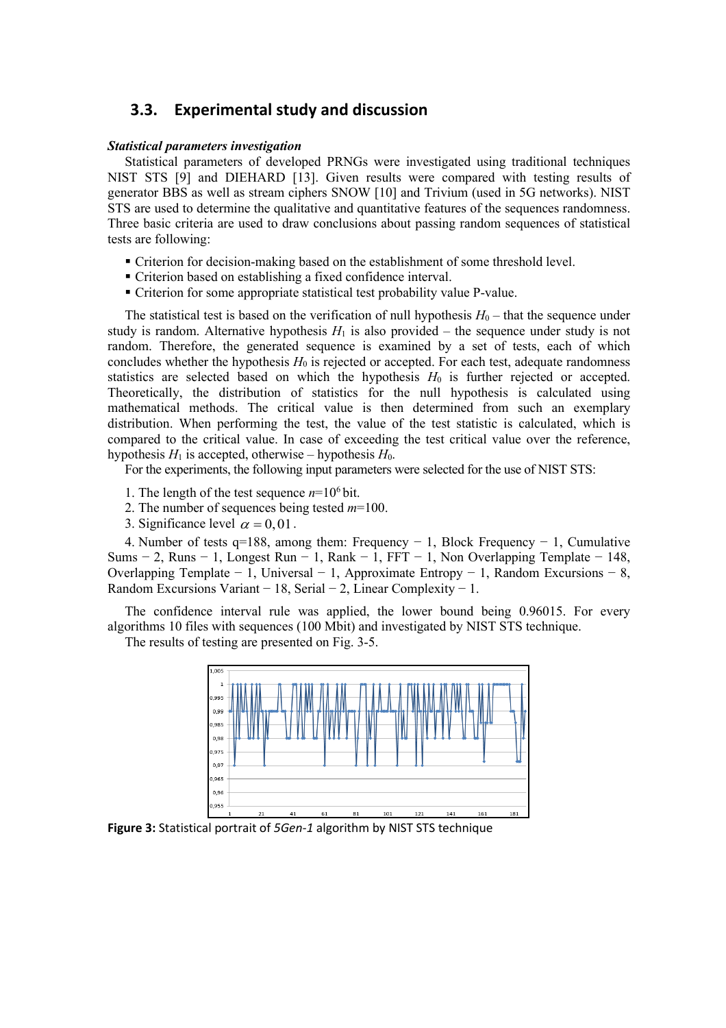### 3.3. Experimental study and discussion

***Statistical parameters investigation***

Statistical parameters of developed PRNGs were investigated using traditional techniques NIST STS [9] and DIEHARD [13]. Given results were compared with testing results of generator BBS as well as stream ciphers SNOW [10] and Trivium (used in 5G networks). NIST STS are used to determine the qualitative and quantitative features of the sequences randomness. Three basic criteria are used to draw conclusions about passing random sequences of statistical tests are following:

- Criterion for decision-making based on the establishment of some threshold level.
- Criterion based on establishing a fixed confidence interval.
- Criterion for some appropriate statistical test probability value P-value.

The statistical test is based on the verification of null hypothesis $H_0$ – that the sequence under study is random. Alternative hypothesis $H_1$ is also provided – the sequence under study is not random. Therefore, the generated sequence is examined by a set of tests, each of which concludes whether the hypothesis $H_0$ is rejected or accepted. For each test, adequate randomness statistics are selected based on which the hypothesis $H_0$ is further rejected or accepted. Theoretically, the distribution of statistics for the null hypothesis is calculated using mathematical methods. The critical value is then determined from such an exemplary distribution. When performing the test, the value of the test statistic is calculated, which is compared to the critical value. In case of exceeding the test critical value over the reference, hypothesis $H_1$ is accepted, otherwise – hypothesis $H_0$.

For the experiments, the following input parameters were selected for the use of NIST STS:

1. The length of the test sequence $n$=$10^6$ bit.
2. The number of sequences being tested $m$=100.
3. Significance level $\alpha = 0,01$.
4. Number of tests q=188, among them: Frequency − 1, Block Frequency − 1, Cumulative Sums − 2, Runs − 1, Longest Run − 1, Rank − 1, FFT − 1, Non Overlapping Template − 148, Overlapping Template − 1, Universal − 1, Approximate Entropy − 1, Random Excursions − 8, Random Excursions Variant − 18, Serial − 2, Linear Complexity − 1.

The confidence interval rule was applied, the lower bound being 0.96015. For every algorithms 10 files with sequences (100 Mbit) and investigated by NIST STS technique.

The results of testing are presented on Fig. 3-5.

1,005
1
0,995
0,99
0,985
0,98
0,975
0,97
0,965
0,96
0,955
1 21 41 61 81 101 121 141 161 181

**Figure 3:** Statistical portrait of *5Gen-1* algorithm by NIST STS technique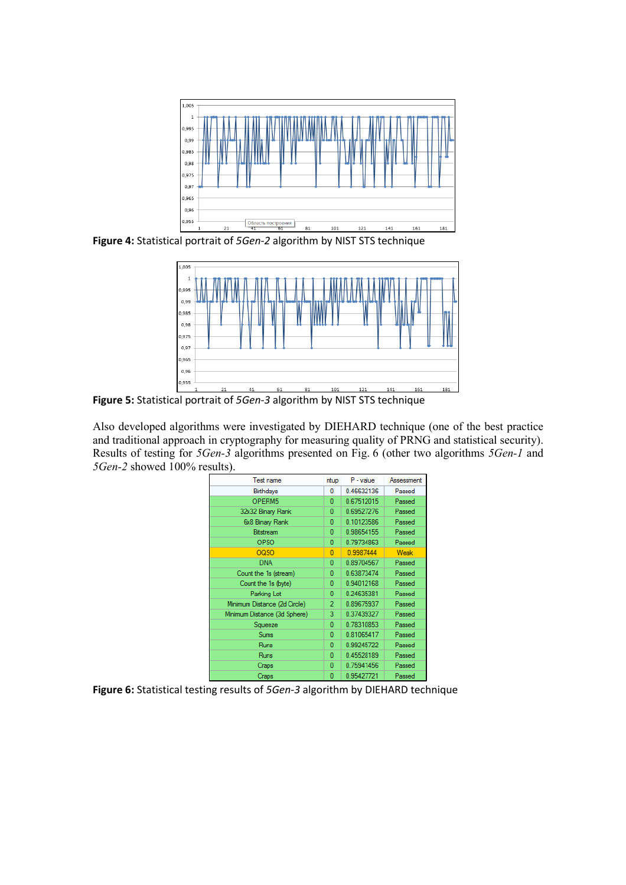**Figure 4:** Statistical portrait of *5Gen-2* algorithm by NIST STS technique

**Figure 5:** Statistical portrait of *5Gen-3* algorithm by NIST STS technique

Also developed algorithms were investigated by DIEHARD technique (one of the best practice and traditional approach in cryptography for measuring quality of PRNG and statistical security). Results of testing for *5Gen-3* algorithms presented on Fig. 6 (other two algorithms *5Gen-1* and *5Gen-2* showed 100% results).

| Test name | ntup | P - value | Assessment |
|---|---|---|---|
| Birthdays | 0 | 0.46632136 | Passed |
| OPERM5 | 0 | 0.67512015 | Passed |
| 32x32 Binary Rank | 0 | 0.69527276 | Passed |
| 6x8 Binary Rank | 0 | 0.10123586 | Passed |
| Bitstream | 0 | 0.98654155 | Passed |
| OPSO | 0 | 0.79734863 | Passed |
| OQSO | 0 | 0.9987444 | Weak |
| DNA | 0 | 0.89704567 | Passed |
| Count the 1s (stream) | 0 | 0.63873474 | Passed |
| Count the 1s (byte) | 0 | 0.94012168 | Passed |
| Parking Lot | 0 | 0.24635381 | Passed |
| Minimum Distance (2d Circle) | 2 | 0.89675937 | Passed |
| Minimum Distance (3d Sphere) | 3 | 0.37439327 | Passed |
| Squeeze | 0 | 0.78310853 | Passed |
| Sums | 0 | 0.81065417 | Passed |
| Runs | 0 | 0.99245722 | Passed |
| Runs | 0 | 0.45528189 | Passed |
| Craps | 0 | 0.75941456 | Passed |
| Craps | 0 | 0.95427721 | Passed |

**Figure 6:** Statistical testing results of *5Gen-3* algorithm by DIEHARD technique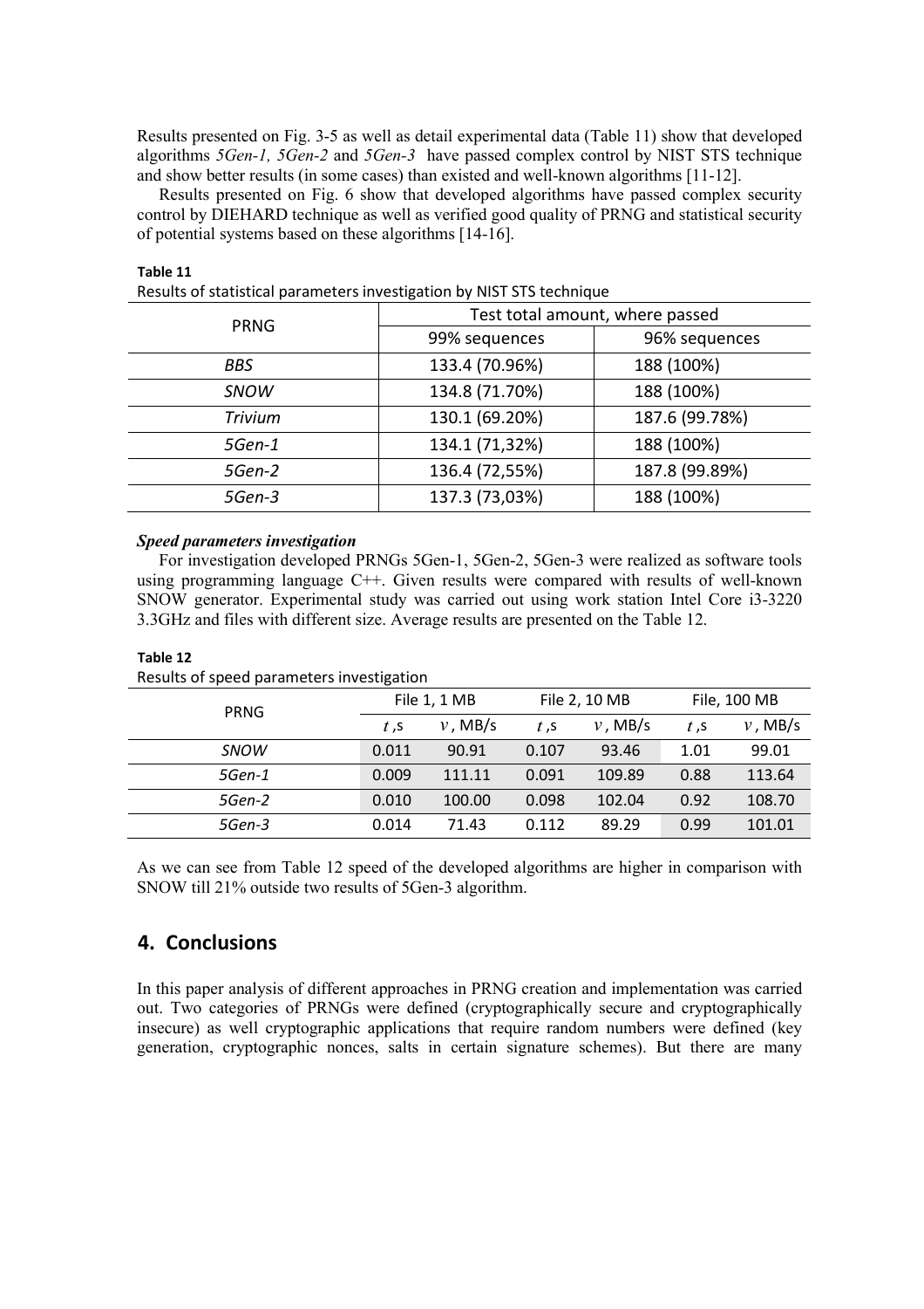Results presented on Fig. 3-5 as well as detail experimental data (Table 11) show that developed algorithms *5Gen-1, 5Gen-2* and *5Gen-3* have passed complex control by NIST STS technique and show better results (in some cases) than existed and well-known algorithms [11-12].

Results presented on Fig. 6 show that developed algorithms have passed complex security control by DIEHARD technique as well as verified good quality of PRNG and statistical security of potential systems based on these algorithms [14-16].

**Table 11**

Results of statistical parameters investigation by NIST STS technique

| PRNG | Test total amount, where passed | |
|---|---|---|
| | 99% sequences | 96% sequences |
| *BBS* | 133.4 (70.96%) | 188 (100%) |
| *SNOW* | 134.8 (71.70%) | 188 (100%) |
| *Trivium* | 130.1 (69.20%) | 187.6 (99.78%) |
| *5Gen-1* | 134.1 (71,32%) | 188 (100%) |
| *5Gen-2* | 136.4 (72,55%) | 187.8 (99.89%) |
| *5Gen-3* | 137.3 (73,03%) | 188 (100%) |

***Speed parameters investigation***

For investigation developed PRNGs 5Gen-1, 5Gen-2, 5Gen-3 were realized as software tools using programming language C++. Given results were compared with results of well-known SNOW generator. Experimental study was carried out using work station Intel Core i3-3220 3.3GHz and files with different size. Average results are presented on the Table 12.

**Table 12**

Results of speed parameters investigation

| PRNG | File 1, 1 MB | | File 2, 10 MB | | File, 100 MB | |
|---|---|---|---|---|---|---|
| | $t$ ,s | $v$ , MB/s | $t$ ,s | $v$ , MB/s | $t$ ,s | $v$ , MB/s |
| *SNOW* | 0.011 | 90.91 | 0.107 | 93.46 | 1.01 | 99.01 |
| *5Gen-1* | 0.009 | 111.11 | 0.091 | 109.89 | 0.88 | 113.64 |
| *5Gen-2* | 0.010 | 100.00 | 0.098 | 102.04 | 0.92 | 108.70 |
| *5Gen-3* | 0.014 | 71.43 | 0.112 | 89.29 | 0.99 | 101.01 |

As we can see from Table 12 speed of the developed algorithms are higher in comparison with SNOW till 21% outside two results of 5Gen-3 algorithm.

## 4. Conclusions

In this paper analysis of different approaches in PRNG creation and implementation was carried out. Two categories of PRNGs were defined (cryptographically secure and cryptographically insecure) as well cryptographic applications that require random numbers were defined (key generation, cryptographic nonces, salts in certain signature schemes). But there are many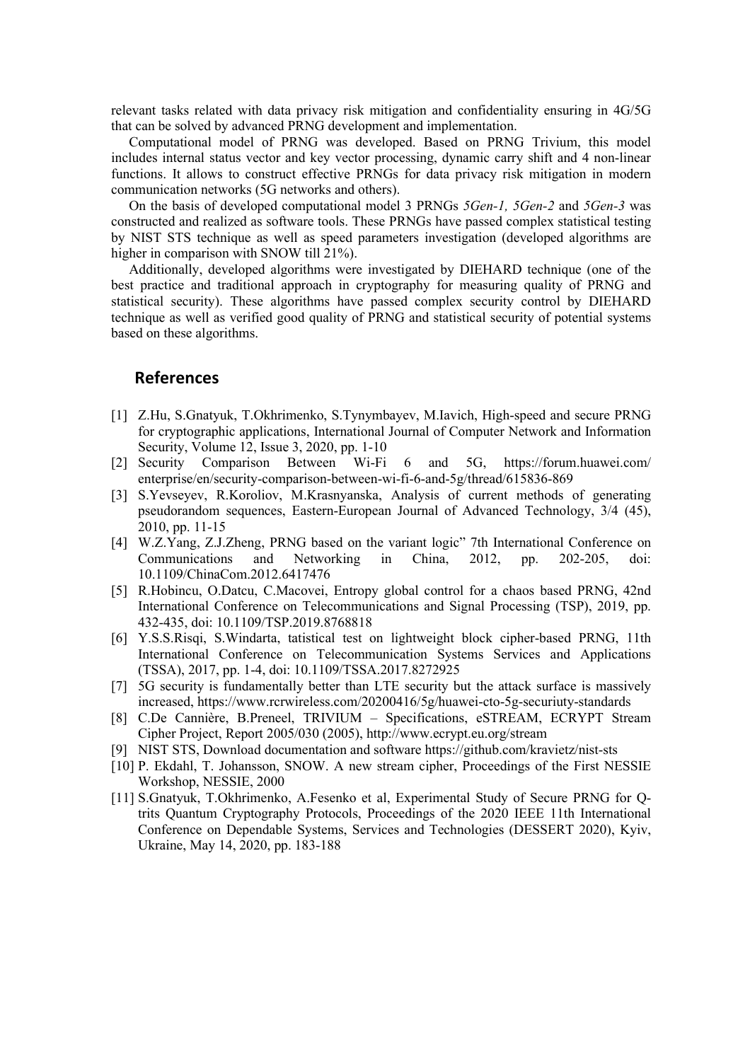relevant tasks related with data privacy risk mitigation and confidentiality ensuring in 4G/5G that can be solved by advanced PRNG development and implementation.

Computational model of PRNG was developed. Based on PRNG Trivium, this model includes internal status vector and key vector processing, dynamic carry shift and 4 non-linear functions. It allows to construct effective PRNGs for data privacy risk mitigation in modern communication networks (5G networks and others).

On the basis of developed computational model 3 PRNGs *5Gen-1, 5Gen-2* and *5Gen-3* was constructed and realized as software tools. These PRNGs have passed complex statistical testing by NIST STS technique as well as speed parameters investigation (developed algorithms are higher in comparison with SNOW till 21%).

Additionally, developed algorithms were investigated by DIEHARD technique (one of the best practice and traditional approach in cryptography for measuring quality of PRNG and statistical security). These algorithms have passed complex security control by DIEHARD technique as well as verified good quality of PRNG and statistical security of potential systems based on these algorithms.

## References

[1] Z.Hu, S.Gnatyuk, T.Okhrimenko, S.Tynymbayev, M.Iavich, High-speed and secure PRNG for cryptographic applications, International Journal of Computer Network and Information Security, Volume 12, Issue 3, 2020, pp. 1-10

[2] Security Comparison Between Wi-Fi 6 and 5G, https://forum.huawei.com/enterprise/en/security-comparison-between-wi-fi-6-and-5g/thread/615836-869

[3] S.Yevseyev, R.Koroliov, M.Krasnyanska, Analysis of current methods of generating pseudorandom sequences, Eastern-European Journal of Advanced Technology, 3/4 (45), 2010, pp. 11-15

[4] W.Z.Yang, Z.J.Zheng, PRNG based on the variant logic" 7th International Conference on Communications and Networking in China, 2012, pp. 202-205, doi: 10.1109/ChinaCom.2012.6417476

[5] R.Hobincu, O.Datcu, C.Macovei, Entropy global control for a chaos based PRNG, 42nd International Conference on Telecommunications and Signal Processing (TSP), 2019, pp. 432-435, doi: 10.1109/TSP.2019.8768818

[6] Y.S.S.Risqi, S.Windarta, tatistical test on lightweight block cipher-based PRNG, 11th International Conference on Telecommunication Systems Services and Applications (TSSA), 2017, pp. 1-4, doi: 10.1109/TSSA.2017.8272925

[7] 5G security is fundamentally better than LTE security but the attack surface is massively increased, https://www.rcrwireless.com/20200416/5g/huawei-cto-5g-securiuty-standards

[8] C.De Cannière, B.Preneel, TRIVIUM – Specifications, eSTREAM, ECRYPT Stream Cipher Project, Report 2005/030 (2005), http://www.ecrypt.eu.org/stream

[9] NIST STS, Download documentation and software https://github.com/kravietz/nist-sts

[10] P. Ekdahl, T. Johansson, SNOW. A new stream cipher, Proceedings of the First NESSIE Workshop, NESSIE, 2000

[11] S.Gnatyuk, T.Okhrimenko, A.Fesenko et al, Experimental Study of Secure PRNG for Q-trits Quantum Cryptography Protocols, Proceedings of the 2020 IEEE 11th International Conference on Dependable Systems, Services and Technologies (DESSERT 2020), Kyiv, Ukraine, May 14, 2020, pp. 183-188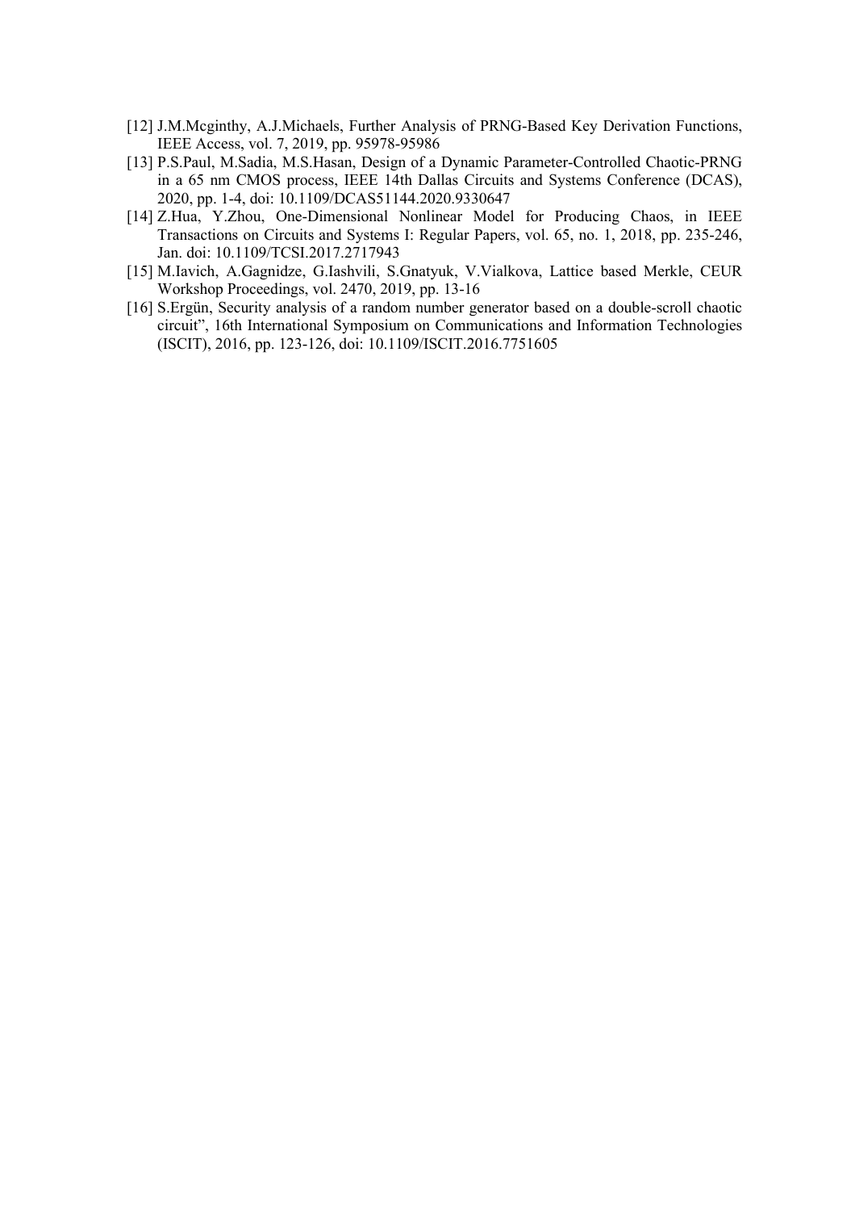[12] J.M.Mcginthy, A.J.Michaels, Further Analysis of PRNG-Based Key Derivation Functions, IEEE Access, vol. 7, 2019, pp. 95978-95986

[13] P.S.Paul, M.Sadia, M.S.Hasan, Design of a Dynamic Parameter-Controlled Chaotic-PRNG in a 65 nm CMOS process, IEEE 14th Dallas Circuits and Systems Conference (DCAS), 2020, pp. 1-4, doi: 10.1109/DCAS51144.2020.9330647

[14] Z.Hua, Y.Zhou, One-Dimensional Nonlinear Model for Producing Chaos, in IEEE Transactions on Circuits and Systems I: Regular Papers, vol. 65, no. 1, 2018, pp. 235-246, Jan. doi: 10.1109/TCSI.2017.2717943

[15] M.Iavich, A.Gagnidze, G.Iashvili, S.Gnatyuk, V.Vialkova, Lattice based Merkle, CEUR Workshop Proceedings, vol. 2470, 2019, pp. 13-16

[16] S.Ergün, Security analysis of a random number generator based on a double-scroll chaotic circuit", 16th International Symposium on Communications and Information Technologies (ISCIT), 2016, pp. 123-126, doi: 10.1109/ISCIT.2016.7751605